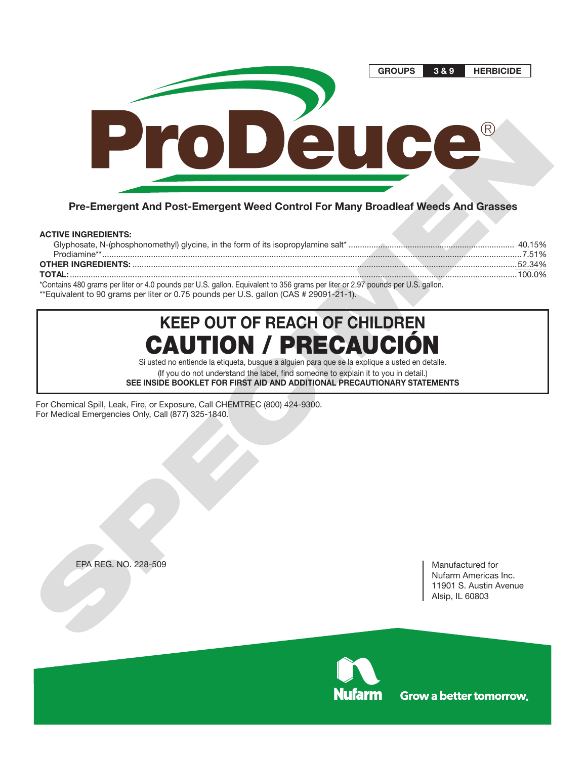GROUPS 3 & 9 HERBICIDE

# ProDeuce®

**Pre-Emergent And Post-Emergent Weed Control For Many Broadleaf Weeds And Grasses**

**ACTIVE INGREDIENTS:**

| | |
|---|---|
| Glyphosate, N-(phosphonomethyl) glycine, in the form of its isopropylamine salt* | 40.15% |
| Prodiamine** | 7.51% |
| **OTHER INGREDIENTS:** | 52.34% |
| **TOTAL:** | 100.0% |

*Contains 480 grams per liter or 4.0 pounds per U.S. gallon. Equivalent to 356 grams per liter or 2.97 pounds per U.S. gallon.
**Equivalent to 90 grams per liter or 0.75 pounds per U.S. gallon (CAS # 29091-21-1).

## KEEP OUT OF REACH OF CHILDREN

# CAUTION / PRECAUCIÓN

Si usted no entiende la etiqueta, busque a alguien para que se la explique a usted en detalle.
(If you do not understand the label, find someone to explain it to you in detail.)
**SEE INSIDE BOOKLET FOR FIRST AID AND ADDITIONAL PRECAUTIONARY STATEMENTS**

For Chemical Spill, Leak, Fire, or Exposure, Call CHEMTREC (800) 424-9300.
For Medical Emergencies Only, Call (877) 325-1840.

EPA REG. NO. 228-509

Manufactured for
Nufarm Americas Inc.
11901 S. Austin Avenue
Alsip, IL 60803

Nufarm Grow a better tomorrow.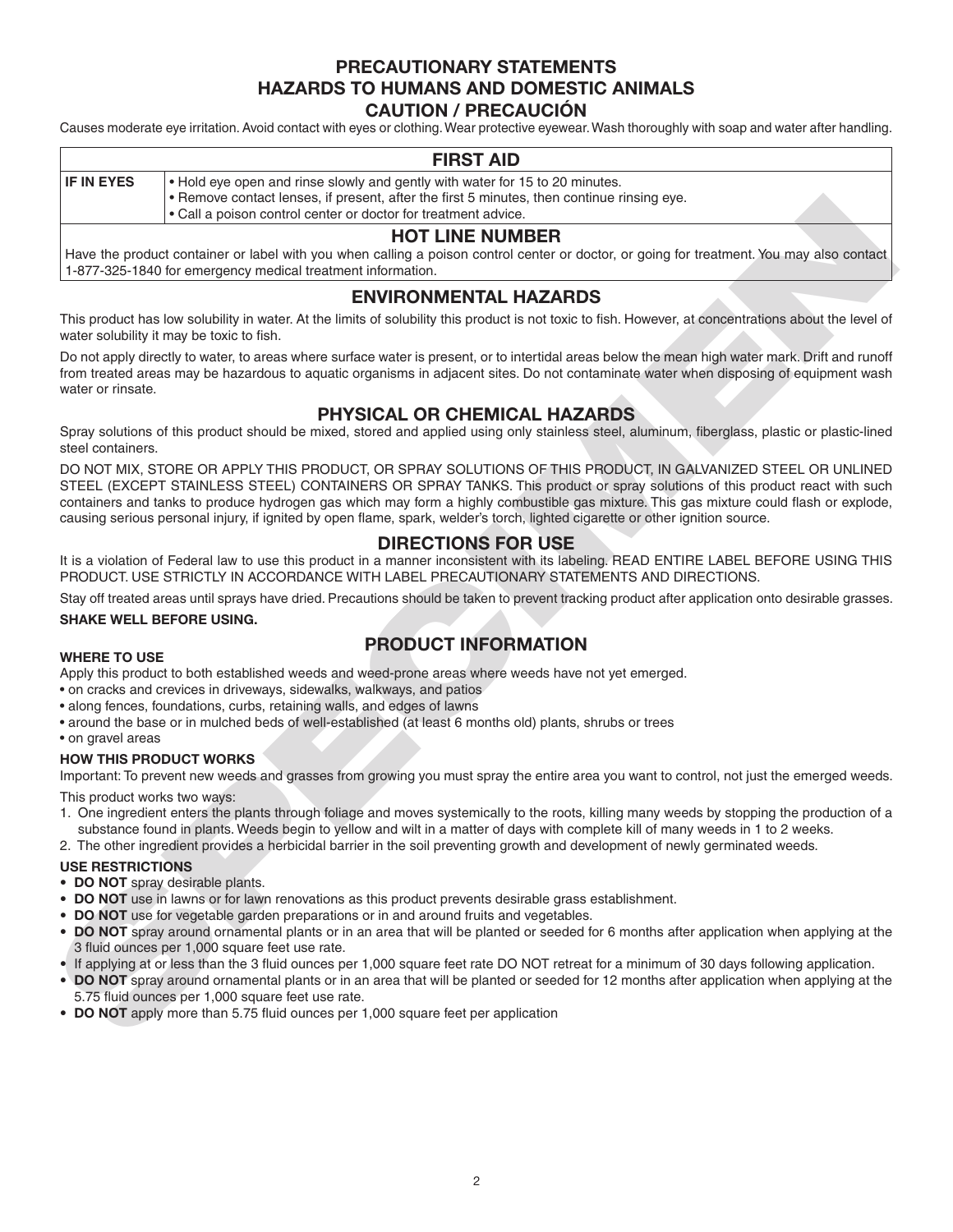## PRECAUTIONARY STATEMENTS
## HAZARDS TO HUMANS AND DOMESTIC ANIMALS
## CAUTION / PRECAUCIÓN

Causes moderate eye irritation. Avoid contact with eyes or clothing. Wear protective eyewear. Wash thoroughly with soap and water after handling.

| FIRST AID | |
|---|---|
| **IF IN EYES** | • Hold eye open and rinse slowly and gently with water for 15 to 20 minutes.<br>• Remove contact lenses, if present, after the first 5 minutes, then continue rinsing eye.<br>• Call a poison control center or doctor for treatment advice. |

### HOT LINE NUMBER

Have the product container or label with you when calling a poison control center or doctor, or going for treatment. You may also contact 1-877-325-1840 for emergency medical treatment information.

## ENVIRONMENTAL HAZARDS

This product has low solubility in water. At the limits of solubility this product is not toxic to fish. However, at concentrations about the level of water solubility it may be toxic to fish.

Do not apply directly to water, to areas where surface water is present, or to intertidal areas below the mean high water mark. Drift and runoff from treated areas may be hazardous to aquatic organisms in adjacent sites. Do not contaminate water when disposing of equipment wash water or rinsate.

## PHYSICAL OR CHEMICAL HAZARDS

Spray solutions of this product should be mixed, stored and applied using only stainless steel, aluminum, fiberglass, plastic or plastic-lined steel containers.

DO NOT MIX, STORE OR APPLY THIS PRODUCT, OR SPRAY SOLUTIONS OF THIS PRODUCT, IN GALVANIZED STEEL OR UNLINED STEEL (EXCEPT STAINLESS STEEL) CONTAINERS OR SPRAY TANKS. This product or spray solutions of this product react with such containers and tanks to produce hydrogen gas which may form a highly combustible gas mixture. This gas mixture could flash or explode, causing serious personal injury, if ignited by open flame, spark, welder's torch, lighted cigarette or other ignition source.

## DIRECTIONS FOR USE

It is a violation of Federal law to use this product in a manner inconsistent with its labeling. READ ENTIRE LABEL BEFORE USING THIS PRODUCT. USE STRICTLY IN ACCORDANCE WITH LABEL PRECAUTIONARY STATEMENTS AND DIRECTIONS.

Stay off treated areas until sprays have dried. Precautions should be taken to prevent tracking product after application onto desirable grasses.

**SHAKE WELL BEFORE USING.**

## PRODUCT INFORMATION

**WHERE TO USE**

Apply this product to both established weeds and weed-prone areas where weeds have not yet emerged.

- on cracks and crevices in driveways, sidewalks, walkways, and patios
- along fences, foundations, curbs, retaining walls, and edges of lawns
- around the base or in mulched beds of well-established (at least 6 months old) plants, shrubs or trees
- on gravel areas

**HOW THIS PRODUCT WORKS**

Important: To prevent new weeds and grasses from growing you must spray the entire area you want to control, not just the emerged weeds.

This product works two ways:

1. One ingredient enters the plants through foliage and moves systemically to the roots, killing many weeds by stopping the production of a substance found in plants. Weeds begin to yellow and wilt in a matter of days with complete kill of many weeds in 1 to 2 weeks.
2. The other ingredient provides a herbicidal barrier in the soil preventing growth and development of newly germinated weeds.

**USE RESTRICTIONS**

- **DO NOT** spray desirable plants.
- **DO NOT** use in lawns or for lawn renovations as this product prevents desirable grass establishment.
- **DO NOT** use for vegetable garden preparations or in and around fruits and vegetables.
- **DO NOT** spray around ornamental plants or in an area that will be planted or seeded for 6 months after application when applying at the 3 fluid ounces per 1,000 square feet use rate.
- If applying at or less than the 3 fluid ounces per 1,000 square feet rate DO NOT retreat for a minimum of 30 days following application.
- **DO NOT** spray around ornamental plants or in an area that will be planted or seeded for 12 months after application when applying at the 5.75 fluid ounces per 1,000 square feet use rate.
- **DO NOT** apply more than 5.75 fluid ounces per 1,000 square feet per application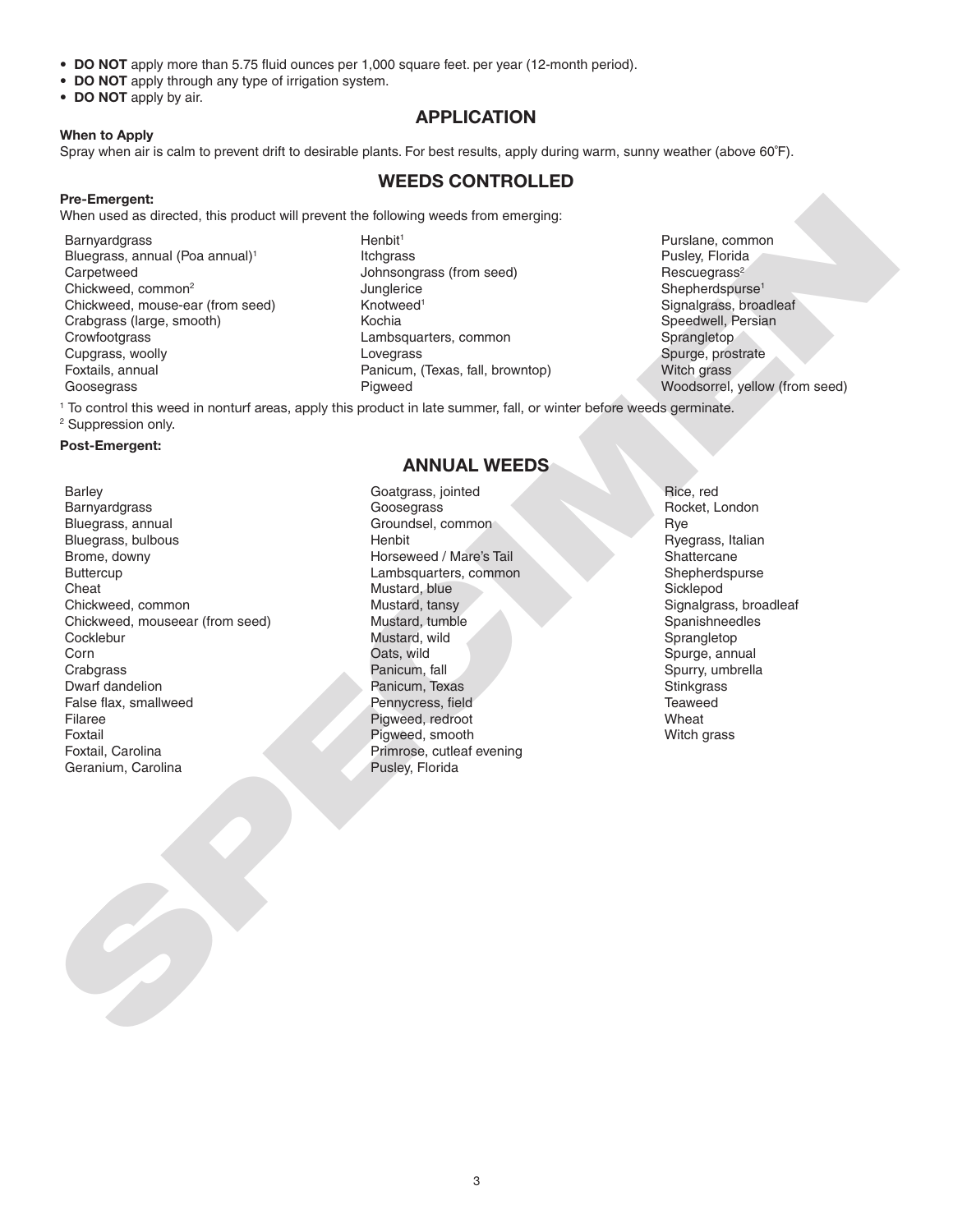- **DO NOT** apply more than 5.75 fluid ounces per 1,000 square feet. per year (12-month period).
- **DO NOT** apply through any type of irrigation system.
- **DO NOT** apply by air.

## APPLICATION

**When to Apply**

Spray when air is calm to prevent drift to desirable plants. For best results, apply during warm, sunny weather (above 60°F).

## WEEDS CONTROLLED

**Pre-Emergent:**

When used as directed, this product will prevent the following weeds from emerging:

Barnyardgrass
Bluegrass, annual (Poa annual)[1]
Carpetweed
Chickweed, common[2]
Chickweed, mouse-ear (from seed)
Crabgrass (large, smooth)
Crowfootgrass
Cupgrass, woolly
Foxtails, annual
Goosegrass
Henbit[1]
Itchgrass
Johnsongrass (from seed)
Junglerice
Knotweed[1]
Kochia
Lambsquarters, common
Lovegrass
Panicum, (Texas, fall, browntop)
Pigweed
Purslane, common
Pusley, Florida
Rescuegrass[2]
Shepherdspurse[1]
Signalgrass, broadleaf
Speedwell, Persian
Sprangletop
Spurge, prostrate
Witch grass
Woodsorrel, yellow (from seed)

[1] To control this weed in nonturf areas, apply this product in late summer, fall, or winter before weeds germinate.

[2] Suppression only.

**Post-Emergent:**

## ANNUAL WEEDS

Barley
Barnyardgrass
Bluegrass, annual
Bluegrass, bulbous
Brome, downy
Buttercup
Cheat
Chickweed, common
Chickweed, mouseear (from seed)
Cocklebur
Corn
Crabgrass
Dwarf dandelion
False flax, smallweed
Filaree
Foxtail
Foxtail, Carolina
Geranium, Carolina
Goatgrass, jointed
Goosegrass
Groundsel, common
Henbit
Horseweed / Mare's Tail
Lambsquarters, common
Mustard, blue
Mustard, tansy
Mustard, tumble
Mustard, wild
Oats, wild
Panicum, fall
Panicum, Texas
Pennycress, field
Pigweed, redroot
Pigweed, smooth
Primrose, cutleaf evening
Pusley, Florida
Rice, red
Rocket, London
Rye
Ryegrass, Italian
Shattercane
Shepherdspurse
Sicklepod
Signalgrass, broadleaf
Spanishneedles
Sprangletop
Spurge, annual
Spurry, umbrella
Stinkgrass
Teaweed
Wheat
Witch grass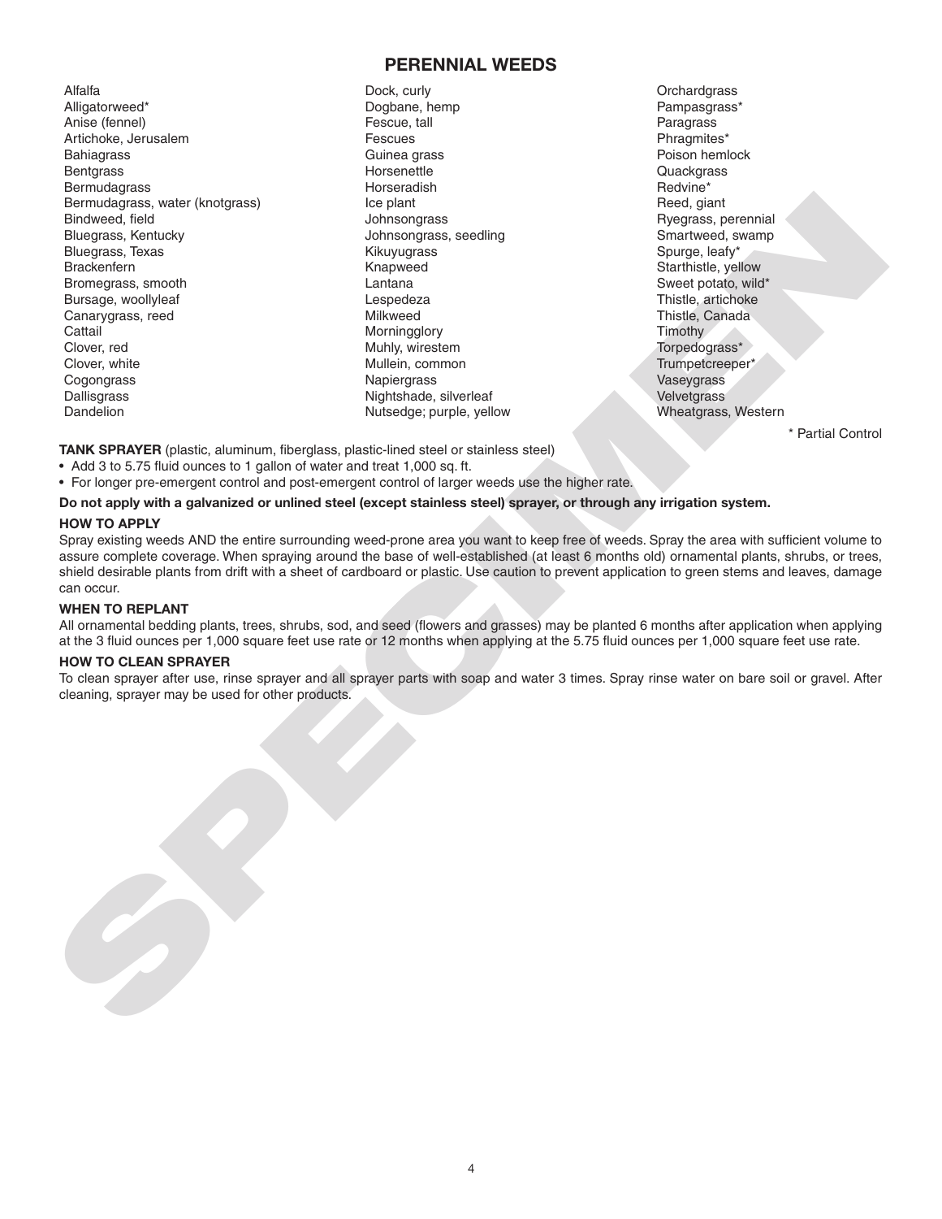## PERENNIAL WEEDS

Alfalfa
Alligatorweed*
Anise (fennel)
Artichoke, Jerusalem
Bahiagrass
Bentgrass
Bermudagrass
Bermudagrass, water (knotgrass)
Bindweed, field
Bluegrass, Kentucky
Bluegrass, Texas
Brackenfern
Bromegrass, smooth
Bursage, woollyleaf
Canarygrass, reed
Cattail
Clover, red
Clover, white
Cogongrass
Dallisgrass
Dandelion
Dock, curly
Dogbane, hemp
Fescue, tall
Fescues
Guinea grass
Horsenettle
Horseradish
Ice plant
Johnsongrass
Johnsongrass, seedling
Kikuyugrass
Knapweed
Lantana
Lespedeza
Milkweed
Morningglory
Muhly, wirestem
Mullein, common
Napiergrass
Nightshade, silverleaf
Nutsedge; purple, yellow
Orchardgrass
Pampasgrass*
Paragrass
Phragmites*
Poison hemlock
Quackgrass
Redvine*
Reed, giant
Ryegrass, perennial
Smartweed, swamp
Spurge, leafy*
Starthistle, yellow
Sweet potato, wild*
Thistle, artichoke
Thistle, Canada
Timothy
Torpedograss*
Trumpetcreeper*
Vaseygrass
Velvetgrass
Wheatgrass, Western

\* Partial Control

**TANK SPRAYER** (plastic, aluminum, fiberglass, plastic-lined steel or stainless steel)

- Add 3 to 5.75 fluid ounces to 1 gallon of water and treat 1,000 sq. ft.
- For longer pre-emergent control and post-emergent control of larger weeds use the higher rate.

**Do not apply with a galvanized or unlined steel (except stainless steel) sprayer, or through any irrigation system.**

### HOW TO APPLY

Spray existing weeds AND the entire surrounding weed-prone area you want to keep free of weeds. Spray the area with sufficient volume to assure complete coverage. When spraying around the base of well-established (at least 6 months old) ornamental plants, shrubs, or trees, shield desirable plants from drift with a sheet of cardboard or plastic. Use caution to prevent application to green stems and leaves, damage can occur.

### WHEN TO REPLANT

All ornamental bedding plants, trees, shrubs, sod, and seed (flowers and grasses) may be planted 6 months after application when applying at the 3 fluid ounces per 1,000 square feet use rate or 12 months when applying at the 5.75 fluid ounces per 1,000 square feet use rate.

### HOW TO CLEAN SPRAYER

To clean sprayer after use, rinse sprayer and all sprayer parts with soap and water 3 times. Spray rinse water on bare soil or gravel. After cleaning, sprayer may be used for other products.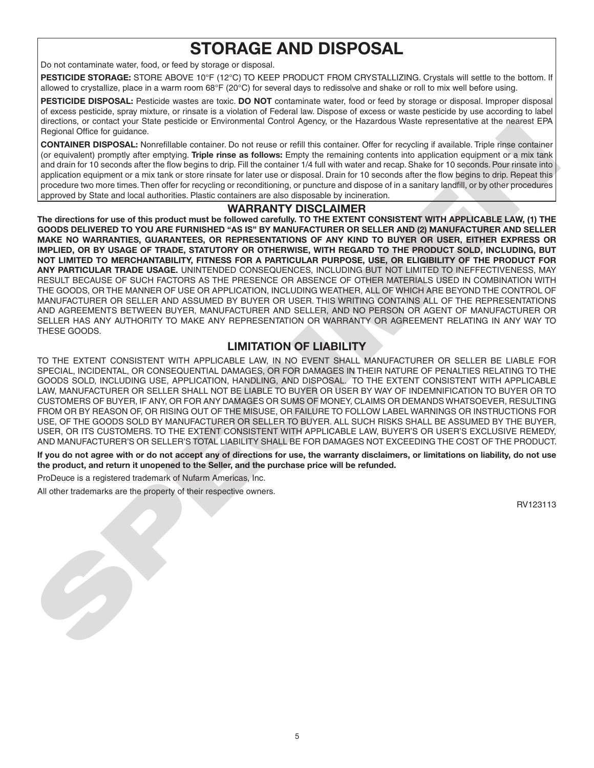# STORAGE AND DISPOSAL

Do not contaminate water, food, or feed by storage or disposal.

**PESTICIDE STORAGE:** STORE ABOVE 10°F (12°C) TO KEEP PRODUCT FROM CRYSTALLIZING. Crystals will settle to the bottom. If allowed to crystallize, place in a warm room 68°F (20°C) for several days to redissolve and shake or roll to mix well before using.

**PESTICIDE DISPOSAL:** Pesticide wastes are toxic. **DO NOT** contaminate water, food or feed by storage or disposal. Improper disposal of excess pesticide, spray mixture, or rinsate is a violation of Federal law. Dispose of excess or waste pesticide by use according to label directions, or contact your State pesticide or Environmental Control Agency, or the Hazardous Waste representative at the nearest EPA Regional Office for guidance.

**CONTAINER DISPOSAL:** Nonrefillable container. Do not reuse or refill this container. Offer for recycling if available. Triple rinse container (or equivalent) promptly after emptying. **Triple rinse as follows:** Empty the remaining contents into application equipment or a mix tank and drain for 10 seconds after the flow begins to drip. Fill the container 1/4 full with water and recap. Shake for 10 seconds. Pour rinsate into application equipment or a mix tank or store rinsate for later use or disposal. Drain for 10 seconds after the flow begins to drip. Repeat this procedure two more times. Then offer for recycling or reconditioning, or puncture and dispose of in a sanitary landfill, or by other procedures approved by State and local authorities. Plastic containers are also disposable by incineration.

## WARRANTY DISCLAIMER

**The directions for use of this product must be followed carefully. TO THE EXTENT CONSISTENT WITH APPLICABLE LAW, (1) THE GOODS DELIVERED TO YOU ARE FURNISHED "AS IS" BY MANUFACTURER OR SELLER AND (2) MANUFACTURER AND SELLER MAKE NO WARRANTIES, GUARANTEES, OR REPRESENTATIONS OF ANY KIND TO BUYER OR USER, EITHER EXPRESS OR IMPLIED, OR BY USAGE OF TRADE, STATUTORY OR OTHERWISE, WITH REGARD TO THE PRODUCT SOLD, INCLUDING, BUT NOT LIMITED TO MERCHANTABILITY, FITNESS FOR A PARTICULAR PURPOSE, USE, OR ELIGIBILITY OF THE PRODUCT FOR ANY PARTICULAR TRADE USAGE.** UNINTENDED CONSEQUENCES, INCLUDING BUT NOT LIMITED TO INEFFECTIVENESS, MAY RESULT BECAUSE OF SUCH FACTORS AS THE PRESENCE OR ABSENCE OF OTHER MATERIALS USED IN COMBINATION WITH THE GOODS, OR THE MANNER OF USE OR APPLICATION, INCLUDING WEATHER, ALL OF WHICH ARE BEYOND THE CONTROL OF MANUFACTURER OR SELLER AND ASSUMED BY BUYER OR USER. THIS WRITING CONTAINS ALL OF THE REPRESENTATIONS AND AGREEMENTS BETWEEN BUYER, MANUFACTURER AND SELLER, AND NO PERSON OR AGENT OF MANUFACTURER OR SELLER HAS ANY AUTHORITY TO MAKE ANY REPRESENTATION OR WARRANTY OR AGREEMENT RELATING IN ANY WAY TO THESE GOODS.

## LIMITATION OF LIABILITY

TO THE EXTENT CONSISTENT WITH APPLICABLE LAW, IN NO EVENT SHALL MANUFACTURER OR SELLER BE LIABLE FOR SPECIAL, INCIDENTAL, OR CONSEQUENTIAL DAMAGES, OR FOR DAMAGES IN THEIR NATURE OF PENALTIES RELATING TO THE GOODS SOLD, INCLUDING USE, APPLICATION, HANDLING, AND DISPOSAL. TO THE EXTENT CONSISTENT WITH APPLICABLE LAW, MANUFACTURER OR SELLER SHALL NOT BE LIABLE TO BUYER OR USER BY WAY OF INDEMNIFICATION TO BUYER OR TO CUSTOMERS OF BUYER, IF ANY, OR FOR ANY DAMAGES OR SUMS OF MONEY, CLAIMS OR DEMANDS WHATSOEVER, RESULTING FROM OR BY REASON OF, OR RISING OUT OF THE MISUSE, OR FAILURE TO FOLLOW LABEL WARNINGS OR INSTRUCTIONS FOR USE, OF THE GOODS SOLD BY MANUFACTURER OR SELLER TO BUYER. ALL SUCH RISKS SHALL BE ASSUMED BY THE BUYER, USER, OR ITS CUSTOMERS. TO THE EXTENT CONSISTENT WITH APPLICABLE LAW, BUYER'S OR USER'S EXCLUSIVE REMEDY, AND MANUFACTURER'S OR SELLER'S TOTAL LIABILITY SHALL BE FOR DAMAGES NOT EXCEEDING THE COST OF THE PRODUCT.

**If you do not agree with or do not accept any of directions for use, the warranty disclaimers, or limitations on liability, do not use the product, and return it unopened to the Seller, and the purchase price will be refunded.**

ProDeuce is a registered trademark of Nufarm Americas, Inc.

All other trademarks are the property of their respective owners.

RV123113